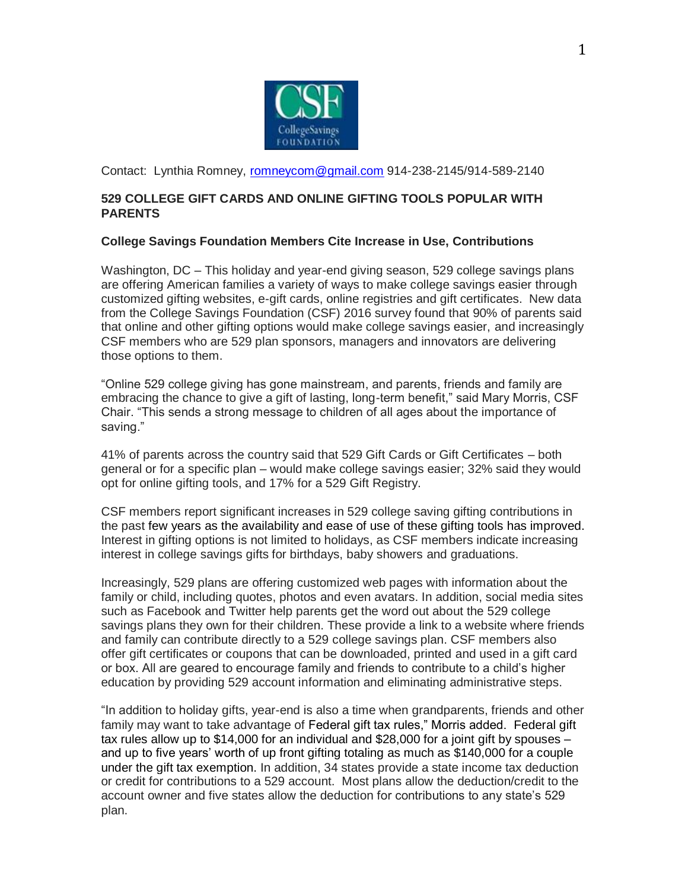Contact: Lynthia Romney, romneycom@gmail.com 914-238-2145/914-589-2140

**529 COLLEGE GIFT CARDS AND ONLINE GIFTING TOOLS POPULAR WITH PARENTS**

**College Savings Foundation Members Cite Increase in Use, Contributions**

Washington, DC – This holiday and year-end giving season, 529 college savings plans are offering American families a variety of ways to make college savings easier through customized gifting websites, e-gift cards, online registries and gift certificates. New data from the College Savings Foundation (CSF) 2016 survey found that 90% of parents said that online and other gifting options would make college savings easier, and increasingly CSF members who are 529 plan sponsors, managers and innovators are delivering those options to them.

"Online 529 college giving has gone mainstream, and parents, friends and family are embracing the chance to give a gift of lasting, long-term benefit," said Mary Morris, CSF Chair. "This sends a strong message to children of all ages about the importance of saving."

41% of parents across the country said that 529 Gift Cards or Gift Certificates – both general or for a specific plan – would make college savings easier; 32% said they would opt for online gifting tools, and 17% for a 529 Gift Registry.

CSF members report significant increases in 529 college saving gifting contributions in the past few years as the availability and ease of use of these gifting tools has improved. Interest in gifting options is not limited to holidays, as CSF members indicate increasing interest in college savings gifts for birthdays, baby showers and graduations.

Increasingly, 529 plans are offering customized web pages with information about the family or child, including quotes, photos and even avatars. In addition, social media sites such as Facebook and Twitter help parents get the word out about the 529 college savings plans they own for their children. These provide a link to a website where friends and family can contribute directly to a 529 college savings plan. CSF members also offer gift certificates or coupons that can be downloaded, printed and used in a gift card or box. All are geared to encourage family and friends to contribute to a child's higher education by providing 529 account information and eliminating administrative steps.

"In addition to holiday gifts, year-end is also a time when grandparents, friends and other family may want to take advantage of Federal gift tax rules," Morris added. Federal gift tax rules allow up to $14,000 for an individual and $28,000 for a joint gift by spouses – and up to five years' worth of up front gifting totaling as much as $140,000 for a couple under the gift tax exemption. In addition, 34 states provide a state income tax deduction or credit for contributions to a 529 account. Most plans allow the deduction/credit to the account owner and five states allow the deduction for contributions to any state's 529 plan.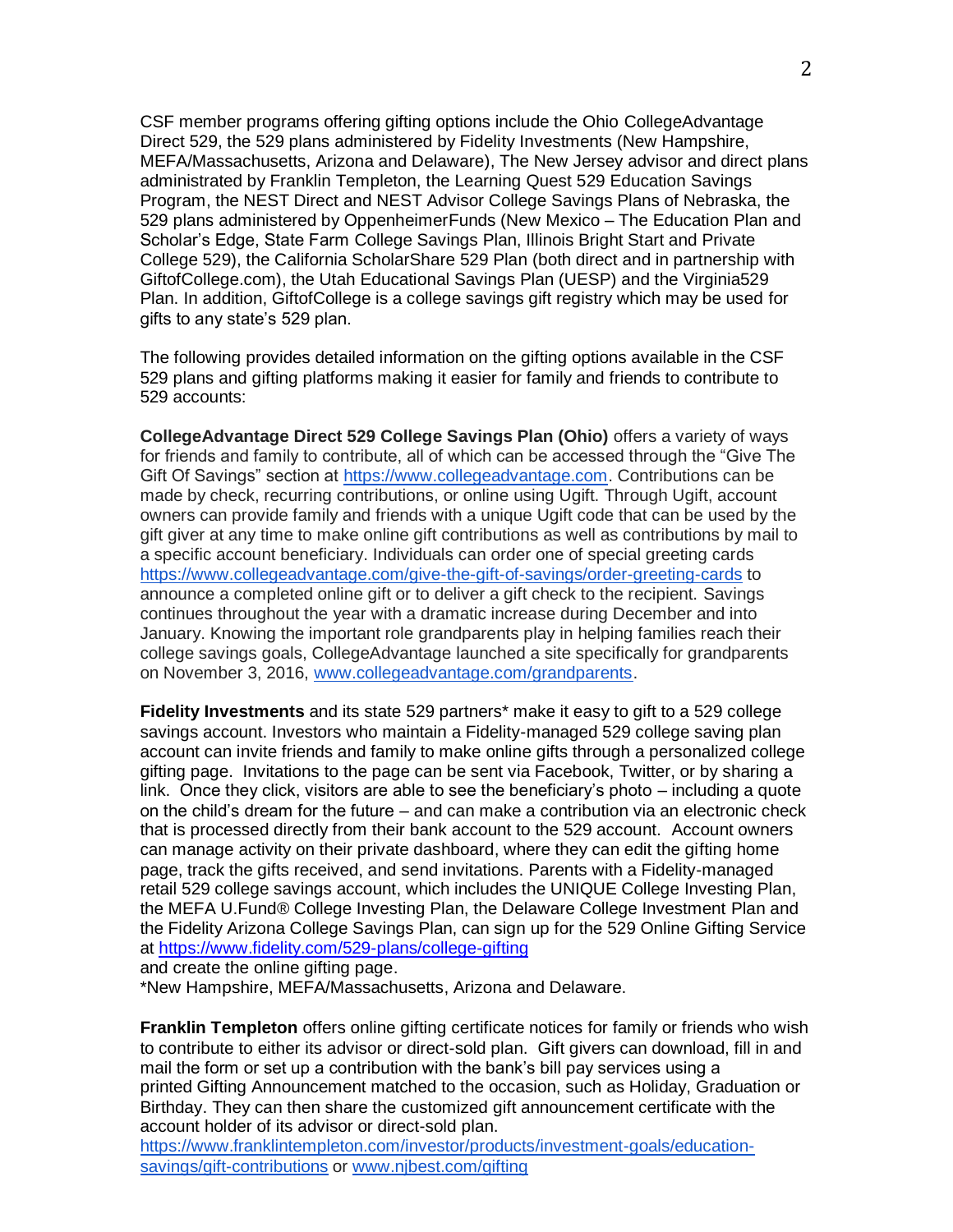CSF member programs offering gifting options include the Ohio CollegeAdvantage Direct 529, the 529 plans administered by Fidelity Investments (New Hampshire, MEFA/Massachusetts, Arizona and Delaware), The New Jersey advisor and direct plans administrated by Franklin Templeton, the Learning Quest 529 Education Savings Program, the NEST Direct and NEST Advisor College Savings Plans of Nebraska, the 529 plans administered by OppenheimerFunds (New Mexico – The Education Plan and Scholar's Edge, State Farm College Savings Plan, Illinois Bright Start and Private College 529), the California ScholarShare 529 Plan (both direct and in partnership with GiftofCollege.com), the Utah Educational Savings Plan (UESP) and the Virginia529 Plan. In addition, GiftofCollege is a college savings gift registry which may be used for gifts to any state's 529 plan.

The following provides detailed information on the gifting options available in the CSF 529 plans and gifting platforms making it easier for family and friends to contribute to 529 accounts:

**CollegeAdvantage Direct 529 College Savings Plan (Ohio)** offers a variety of ways for friends and family to contribute, all of which can be accessed through the "Give The Gift Of Savings" section at https://www.collegeadvantage.com. Contributions can be made by check, recurring contributions, or online using Ugift. Through Ugift, account owners can provide family and friends with a unique Ugift code that can be used by the gift giver at any time to make online gift contributions as well as contributions by mail to a specific account beneficiary. Individuals can order one of special greeting cards https://www.collegeadvantage.com/give-the-gift-of-savings/order-greeting-cards to announce a completed online gift or to deliver a gift check to the recipient. Savings continues throughout the year with a dramatic increase during December and into January. Knowing the important role grandparents play in helping families reach their college savings goals, CollegeAdvantage launched a site specifically for grandparents on November 3, 2016, www.collegeadvantage.com/grandparents.

**Fidelity Investments** and its state 529 partners* make it easy to gift to a 529 college savings account. Investors who maintain a Fidelity-managed 529 college saving plan account can invite friends and family to make online gifts through a personalized college gifting page. Invitations to the page can be sent via Facebook, Twitter, or by sharing a link. Once they click, visitors are able to see the beneficiary's photo – including a quote on the child's dream for the future – and can make a contribution via an electronic check that is processed directly from their bank account to the 529 account. Account owners can manage activity on their private dashboard, where they can edit the gifting home page, track the gifts received, and send invitations. Parents with a Fidelity-managed retail 529 college savings account, which includes the UNIQUE College Investing Plan, the MEFA U.Fund® College Investing Plan, the Delaware College Investment Plan and the Fidelity Arizona College Savings Plan, can sign up for the 529 Online Gifting Service at https://www.fidelity.com/529-plans/college-gifting
and create the online gifting page.
*New Hampshire, MEFA/Massachusetts, Arizona and Delaware.

**Franklin Templeton** offers online gifting certificate notices for family or friends who wish to contribute to either its advisor or direct-sold plan. Gift givers can download, fill in and mail the form or set up a contribution with the bank's bill pay services using a printed Gifting Announcement matched to the occasion, such as Holiday, Graduation or Birthday. They can then share the customized gift announcement certificate with the account holder of its advisor or direct-sold plan.
https://www.franklintempleton.com/investor/products/investment-goals/education-savings/gift-contributions or www.njbest.com/gifting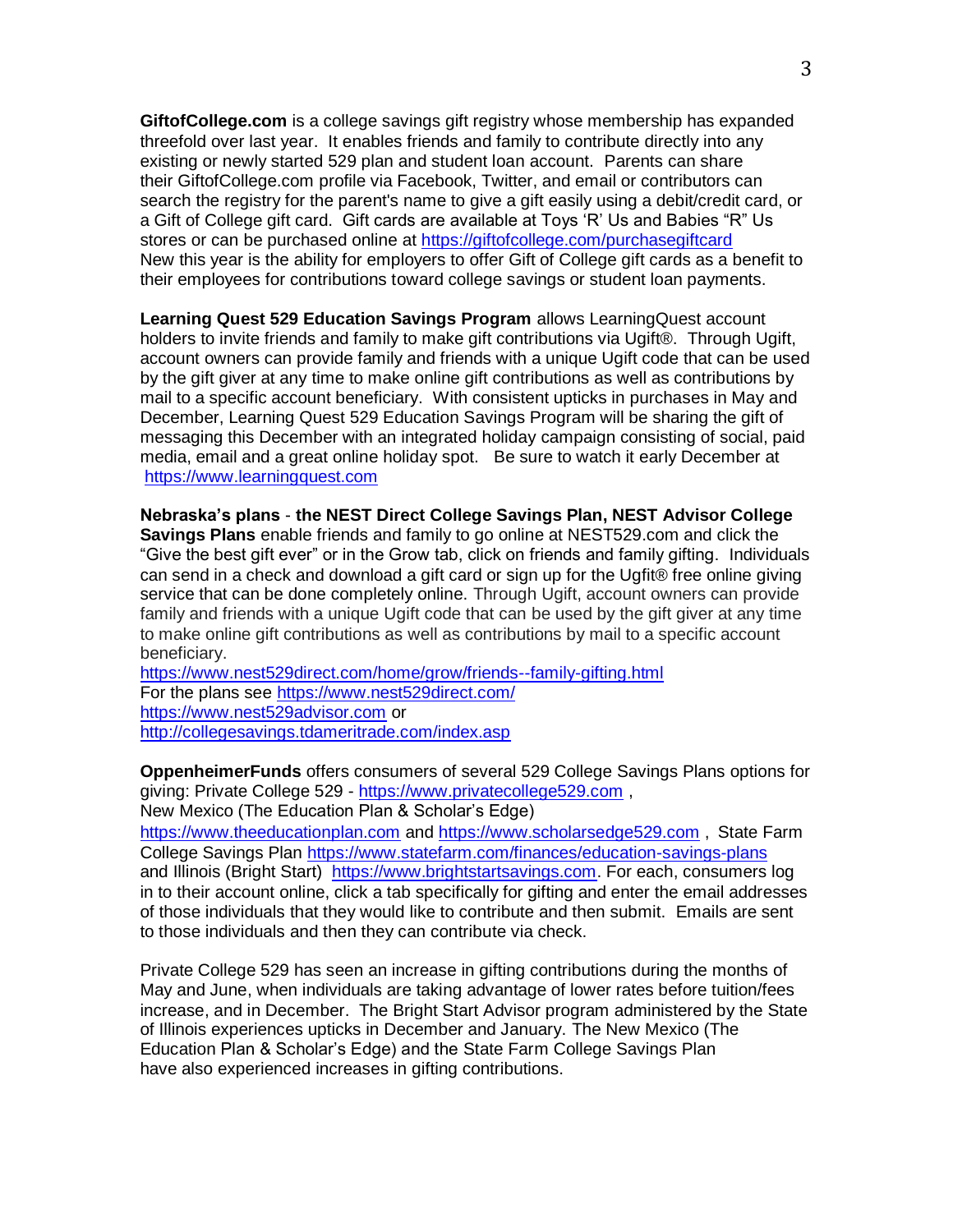**GiftofCollege.com** is a college savings gift registry whose membership has expanded threefold over last year. It enables friends and family to contribute directly into any existing or newly started 529 plan and student loan account. Parents can share their GiftofCollege.com profile via Facebook, Twitter, and email or contributors can search the registry for the parent's name to give a gift easily using a debit/credit card, or a Gift of College gift card. Gift cards are available at Toys 'R' Us and Babies "R" Us stores or can be purchased online at https://giftofcollege.com/purchasegiftcard New this year is the ability for employers to offer Gift of College gift cards as a benefit to their employees for contributions toward college savings or student loan payments.

**Learning Quest 529 Education Savings Program** allows LearningQuest account holders to invite friends and family to make gift contributions via Ugift®. Through Ugift, account owners can provide family and friends with a unique Ugift code that can be used by the gift giver at any time to make online gift contributions as well as contributions by mail to a specific account beneficiary. With consistent upticks in purchases in May and December, Learning Quest 529 Education Savings Program will be sharing the gift of messaging this December with an integrated holiday campaign consisting of social, paid media, email and a great online holiday spot. Be sure to watch it early December at https://www.learningquest.com

**Nebraska's plans - the NEST Direct College Savings Plan, NEST Advisor College Savings Plans** enable friends and family to go online at NEST529.com and click the "Give the best gift ever" or in the Grow tab, click on friends and family gifting. Individuals can send in a check and download a gift card or sign up for the Ugfit® free online giving service that can be done completely online. Through Ugift, account owners can provide family and friends with a unique Ugift code that can be used by the gift giver at any time to make online gift contributions as well as contributions by mail to a specific account beneficiary.
https://www.nest529direct.com/home/grow/friends--family-gifting.html
For the plans see https://www.nest529direct.com/
https://www.nest529advisor.com or
http://collegesavings.tdameritrade.com/index.asp

**OppenheimerFunds** offers consumers of several 529 College Savings Plans options for giving: Private College 529 - https://www.privatecollege529.com ,
New Mexico (The Education Plan & Scholar's Edge)
https://www.theeducationplan.com and https://www.scholarsedge529.com , State Farm College Savings Plan https://www.statefarm.com/finances/education-savings-plans and Illinois (Bright Start) https://www.brightstartsavings.com. For each, consumers log in to their account online, click a tab specifically for gifting and enter the email addresses of those individuals that they would like to contribute and then submit. Emails are sent to those individuals and then they can contribute via check.

Private College 529 has seen an increase in gifting contributions during the months of May and June, when individuals are taking advantage of lower rates before tuition/fees increase, and in December. The Bright Start Advisor program administered by the State of Illinois experiences upticks in December and January. The New Mexico (The Education Plan & Scholar's Edge) and the State Farm College Savings Plan have also experienced increases in gifting contributions.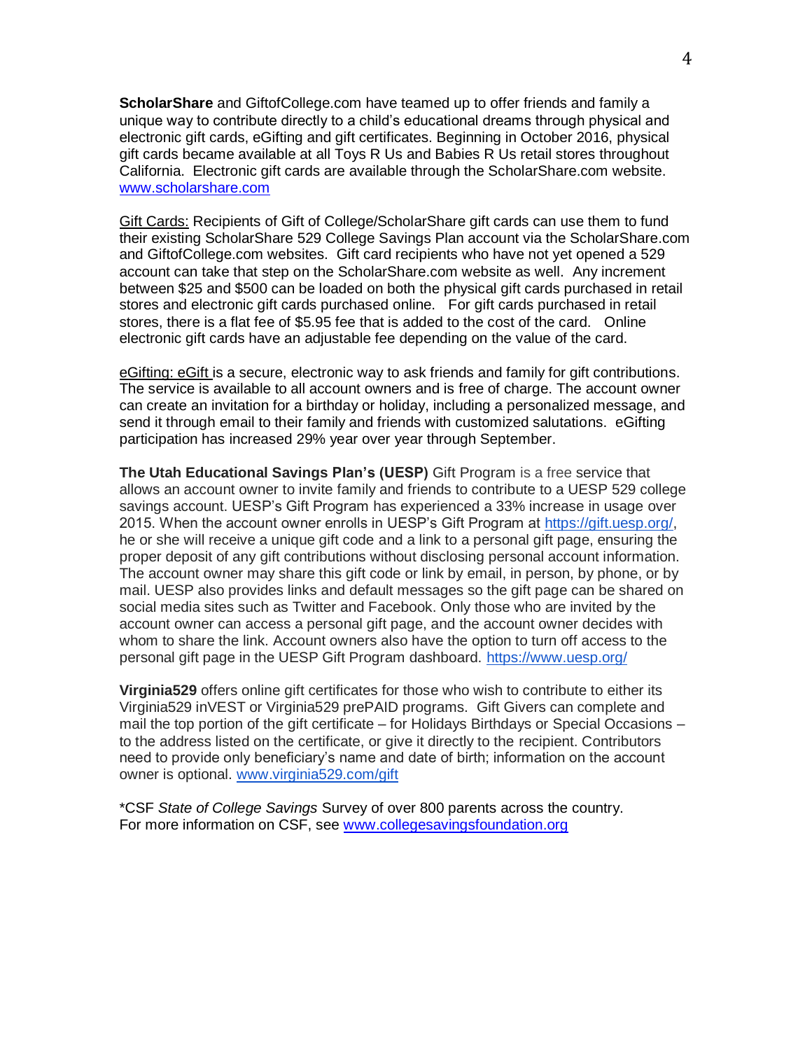**ScholarShare** and GiftofCollege.com have teamed up to offer friends and family a unique way to contribute directly to a child's educational dreams through physical and electronic gift cards, eGifting and gift certificates. Beginning in October 2016, physical gift cards became available at all Toys R Us and Babies R Us retail stores throughout California. Electronic gift cards are available through the ScholarShare.com website. [www.scholarshare.com](http://www.scholarshare.com)

Gift Cards: Recipients of Gift of College/ScholarShare gift cards can use them to fund their existing ScholarShare 529 College Savings Plan account via the ScholarShare.com and GiftofCollege.com websites. Gift card recipients who have not yet opened a 529 account can take that step on the ScholarShare.com website as well. Any increment between $25 and $500 can be loaded on both the physical gift cards purchased in retail stores and electronic gift cards purchased online. For gift cards purchased in retail stores, there is a flat fee of $5.95 fee that is added to the cost of the card. Online electronic gift cards have an adjustable fee depending on the value of the card.

eGifting: eGift is a secure, electronic way to ask friends and family for gift contributions. The service is available to all account owners and is free of charge. The account owner can create an invitation for a birthday or holiday, including a personalized message, and send it through email to their family and friends with customized salutations. eGifting participation has increased 29% year over year through September.

**The Utah Educational Savings Plan's (UESP)** Gift Program is a free service that allows an account owner to invite family and friends to contribute to a UESP 529 college savings account. UESP's Gift Program has experienced a 33% increase in usage over 2015. When the account owner enrolls in UESP's Gift Program at [https://gift.uesp.org/](https://gift.uesp.org/), he or she will receive a unique gift code and a link to a personal gift page, ensuring the proper deposit of any gift contributions without disclosing personal account information. The account owner may share this gift code or link by email, in person, by phone, or by mail. UESP also provides links and default messages so the gift page can be shared on social media sites such as Twitter and Facebook. Only those who are invited by the account owner can access a personal gift page, and the account owner decides with whom to share the link. Account owners also have the option to turn off access to the personal gift page in the UESP Gift Program dashboard. [https://www.uesp.org/](https://www.uesp.org/)

**Virginia529** offers online gift certificates for those who wish to contribute to either its Virginia529 inVEST or Virginia529 prePAID programs. Gift Givers can complete and mail the top portion of the gift certificate – for Holidays Birthdays or Special Occasions – to the address listed on the certificate, or give it directly to the recipient. Contributors need to provide only beneficiary's name and date of birth; information on the account owner is optional. [www.virginia529.com/gift](http://www.virginia529.com/gift)

*CSF *State of College Savings* Survey of over 800 parents across the country.
For more information on CSF, see [www.collegesavingsfoundation.org](http://www.collegesavingsfoundation.org)